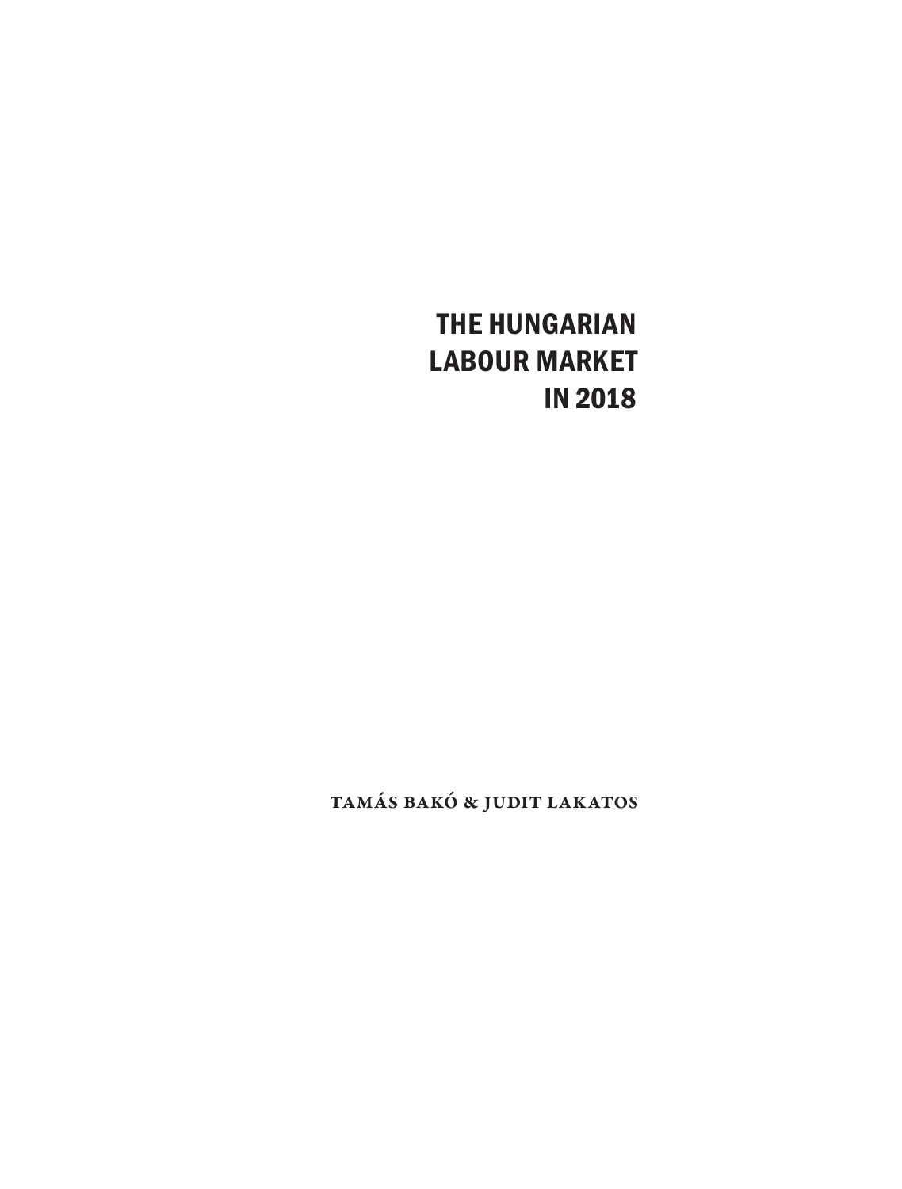# THE HUNGARIAN LABOUR MARKET IN 2018

TAMÁS BAKÓ & JUDIT LAKATOS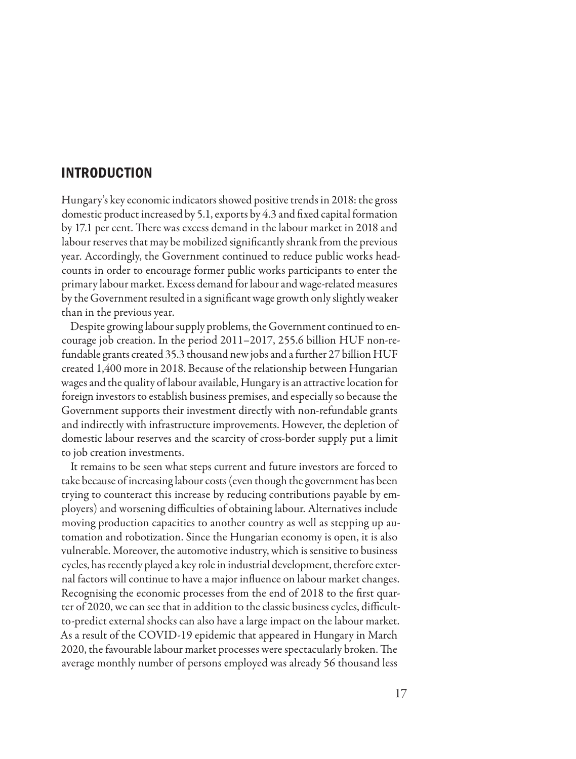## INTRODUCTION

Hungary's key economic indicators showed positive trends in 2018: the gross domestic product increased by 5.1, exports by 4.3 and fixed capital formation by 17.1 per cent. There was excess demand in the labour market in 2018 and labour reserves that may be mobilized significantly shrank from the previous year. Accordingly, the Government continued to reduce public works headcounts in order to encourage former public works participants to enter the primary labour market. Excess demand for labour and wage-related measures by the Government resulted in a significant wage growth only slightly weaker than in the previous year.

Despite growing labour supply problems, the Government continued to encourage job creation. In the period 2011–2017, 255.6 billion HUF non-refundable grants created 35.3 thousand new jobs and a further 27 billion HUF created 1,400 more in 2018. Because of the relationship between Hungarian wages and the quality of labour available, Hungary is an attractive location for foreign investors to establish business premises, and especially so because the Government supports their investment directly with non-refundable grants and indirectly with infrastructure improvements. However, the depletion of domestic labour reserves and the scarcity of cross-border supply put a limit to job creation investments.

It remains to be seen what steps current and future investors are forced to take because of increasing labour costs (even though the government has been trying to counteract this increase by reducing contributions payable by employers) and worsening difficulties of obtaining labour. Alternatives include moving production capacities to another country as well as stepping up automation and robotization. Since the Hungarian economy is open, it is also vulnerable. Moreover, the automotive industry, which is sensitive to business cycles, has recently played a key role in industrial development, therefore external factors will continue to have a major influence on labour market changes. Recognising the economic processes from the end of 2018 to the first quarter of 2020, we can see that in addition to the classic business cycles, difficult-to-predict external shocks can also have a large impact on the labour market. As a result of the COVID-19 epidemic that appeared in Hungary in March 2020, the favourable labour market processes were spectacularly broken. The average monthly number of persons employed was already 56 thousand less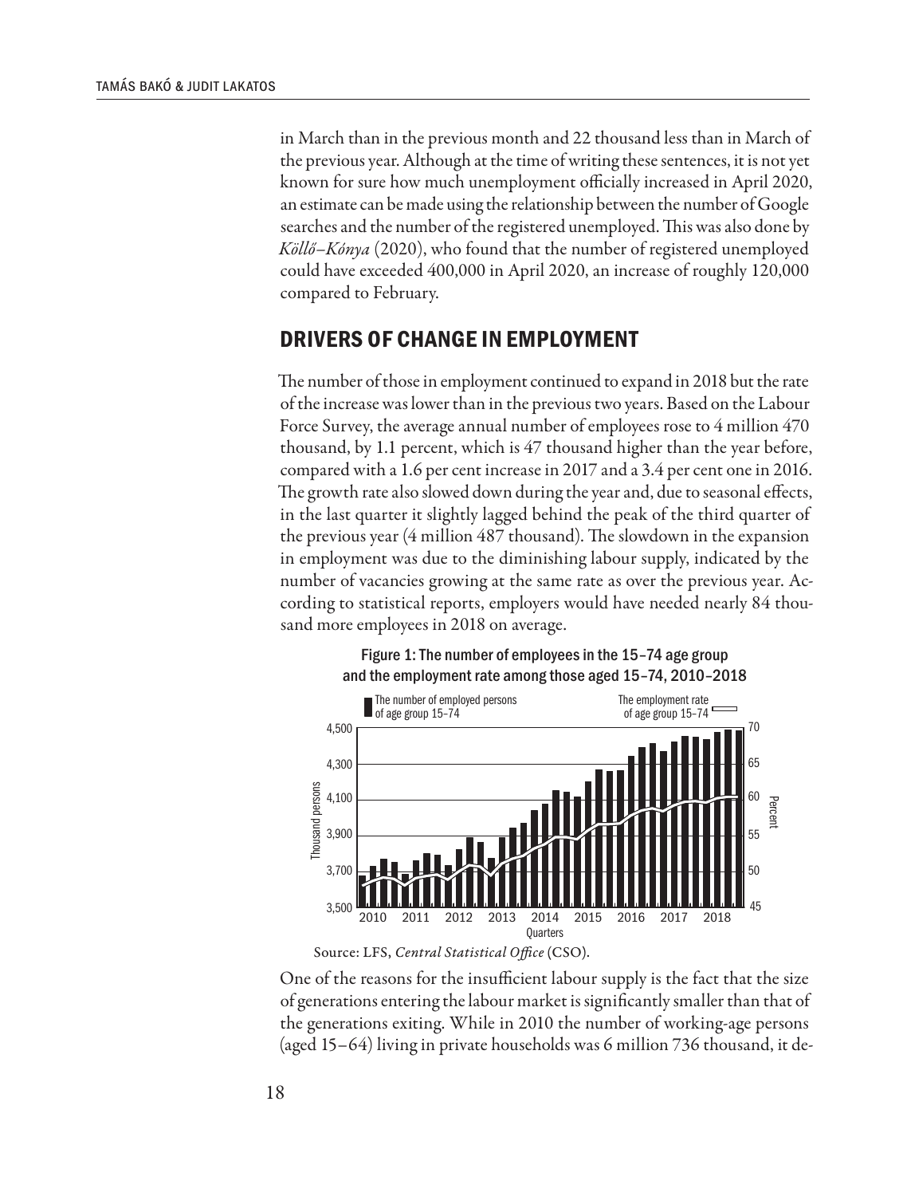in March than in the previous month and 22 thousand less than in March of the previous year. Although at the time of writing these sentences, it is not yet known for sure how much unemployment officially increased in April 2020, an estimate can be made using the relationship between the number of Google searches and the number of the registered unemployed. This was also done by *Köllő–Kónya* (2020), who found that the number of registered unemployed could have exceeded 400,000 in April 2020, an increase of roughly 120,000 compared to February.

## DRIVERS OF CHANGE IN EMPLOYMENT

The number of those in employment continued to expand in 2018 but the rate of the increase was lower than in the previous two years. Based on the Labour Force Survey, the average annual number of employees rose to 4 million 470 thousand, by 1.1 percent, which is 47 thousand higher than the year before, compared with a 1.6 per cent increase in 2017 and a 3.4 per cent one in 2016. The growth rate also slowed down during the year and, due to seasonal effects, in the last quarter it slightly lagged behind the peak of the third quarter of the previous year (4 million 487 thousand). The slowdown in the expansion in employment was due to the diminishing labour supply, indicated by the number of vacancies growing at the same rate as over the previous year. According to statistical reports, employers would have needed nearly 84 thousand more employees in 2018 on average.

Figure 1: The number of employees in the 15–74 age group and the employment rate among those aged 15–74, 2010–2018

The number of employed persons of age group 15–74

The employment rate of age group 15–74

Thousand persons

4,500
4,300
4,100
3,900
3,700
3,500

Percent

70
65
60
55
50
45

2010 2011 2012 2013 2014 2015 2016 2017 2018

Quarters

Source: LFS, *Central Statistical Office* (CSO).

One of the reasons for the insufficient labour supply is the fact that the size of generations entering the labour market is significantly smaller than that of the generations exiting. While in 2010 the number of working-age persons (aged 15–64) living in private households was 6 million 736 thousand, it de-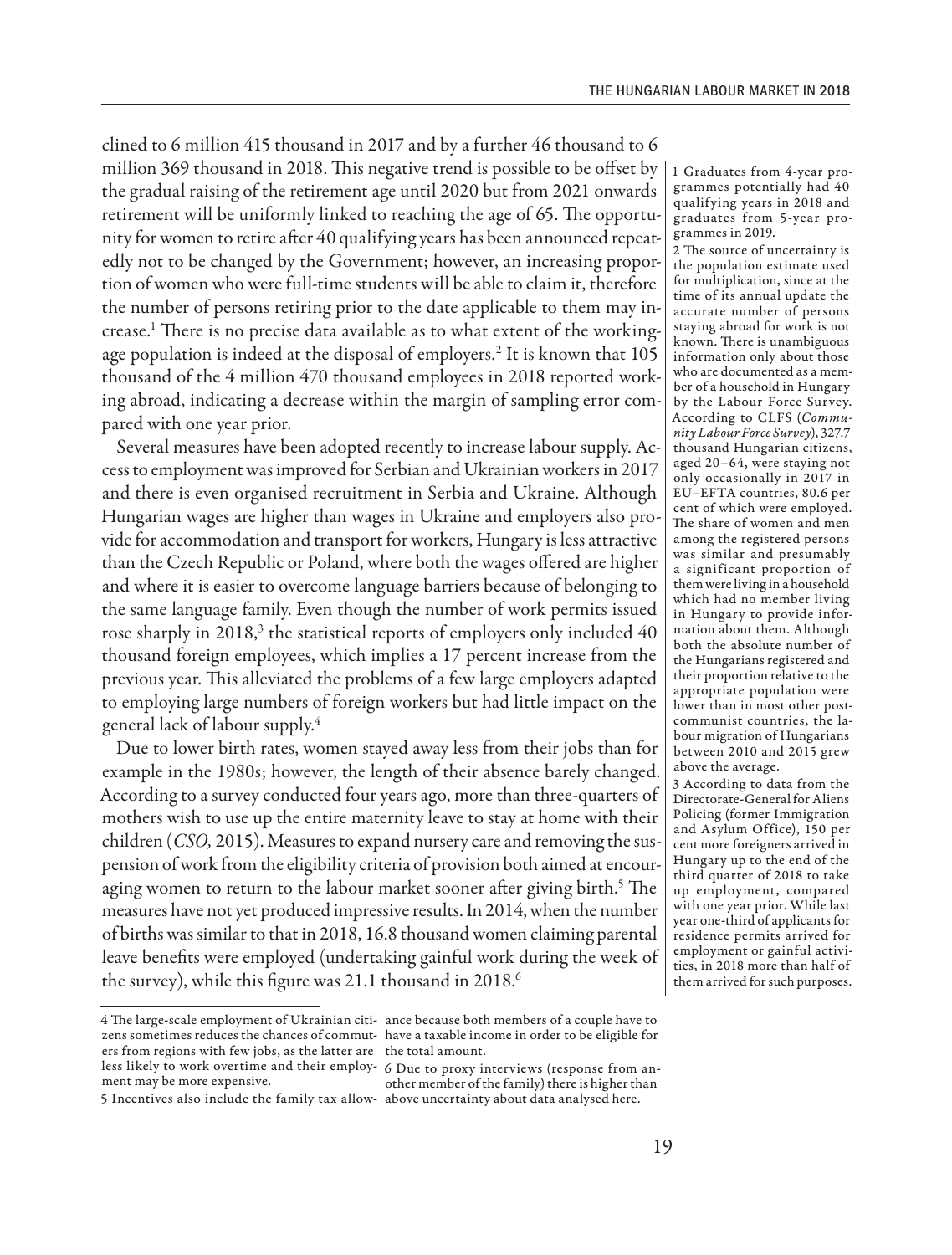clined to 6 million 415 thousand in 2017 and by a further 46 thousand to 6 million 369 thousand in 2018. This negative trend is possible to be offset by the gradual raising of the retirement age until 2020 but from 2021 onwards retirement will be uniformly linked to reaching the age of 65. The opportunity for women to retire after 40 qualifying years has been announced repeatedly not to be changed by the Government; however, an increasing proportion of women who were full-time students will be able to claim it, therefore the number of persons retiring prior to the date applicable to them may increase.[1] There is no precise data available as to what extent of the working-age population is indeed at the disposal of employers.[2] It is known that 105 thousand of the 4 million 470 thousand employees in 2018 reported working abroad, indicating a decrease within the margin of sampling error compared with one year prior.

Several measures have been adopted recently to increase labour supply. Access to employment was improved for Serbian and Ukrainian workers in 2017 and there is even organised recruitment in Serbia and Ukraine. Although Hungarian wages are higher than wages in Ukraine and employers also provide for accommodation and transport for workers, Hungary is less attractive than the Czech Republic or Poland, where both the wages offered are higher and where it is easier to overcome language barriers because of belonging to the same language family. Even though the number of work permits issued rose sharply in 2018,[3] the statistical reports of employers only included 40 thousand foreign employees, which implies a 17 percent increase from the previous year. This alleviated the problems of a few large employers adapted to employing large numbers of foreign workers but had little impact on the general lack of labour supply.[4]

Due to lower birth rates, women stayed away less from their jobs than for example in the 1980s; however, the length of their absence barely changed. According to a survey conducted four years ago, more than three-quarters of mothers wish to use up the entire maternity leave to stay at home with their children (*CSO,* 2015). Measures to expand nursery care and removing the suspension of work from the eligibility criteria of provision both aimed at encouraging women to return to the labour market sooner after giving birth.[5] The measures have not yet produced impressive results. In 2014, when the number of births was similar to that in 2018, 16.8 thousand women claiming parental leave benefits were employed (undertaking gainful work during the week of the survey), while this figure was 21.1 thousand in 2018.[6]

1 Graduates from 4-year programmes potentially had 40 qualifying years in 2018 and graduates from 5-year programmes in 2019.

2 The source of uncertainty is the population estimate used for multiplication, since at the time of its annual update the accurate number of persons staying abroad for work is not known. There is unambiguous information only about those who are documented as a member of a household in Hungary by the Labour Force Survey. According to CLFS (*Community Labour Force Survey*), 327.7 thousand Hungarian citizens, aged 20–64, were staying not only occasionally in 2017 in EU–EFTA countries, 80.6 per cent of which were employed. The share of women and men among the registered persons was similar and presumably a significant proportion of them were living in a household which had no member living in Hungary to provide information about them. Although both the absolute number of the Hungarians registered and their proportion relative to the appropriate population were lower than in most other post-communist countries, the labour migration of Hungarians between 2010 and 2015 grew above the average.

3 According to data from the Directorate-General for Aliens Policing (former Immigration and Asylum Office), 150 per cent more foreigners arrived in Hungary up to the end of the third quarter of 2018 to take up employment, compared with one year prior. While last year one-third of applicants for residence permits arrived for employment or gainful activities, in 2018 more than half of them arrived for such purposes.

4 The large-scale employment of Ukrainian citizens sometimes reduces the chances of commuters from regions with few jobs, as the latter are less likely to work overtime and their employment may be more expensive.

5 Incentives also include the family tax allowance because both members of a couple have to have a taxable income in order to be eligible for the total amount.

6 Due to proxy interviews (response from another member of the family) there is higher than above uncertainty about data analysed here.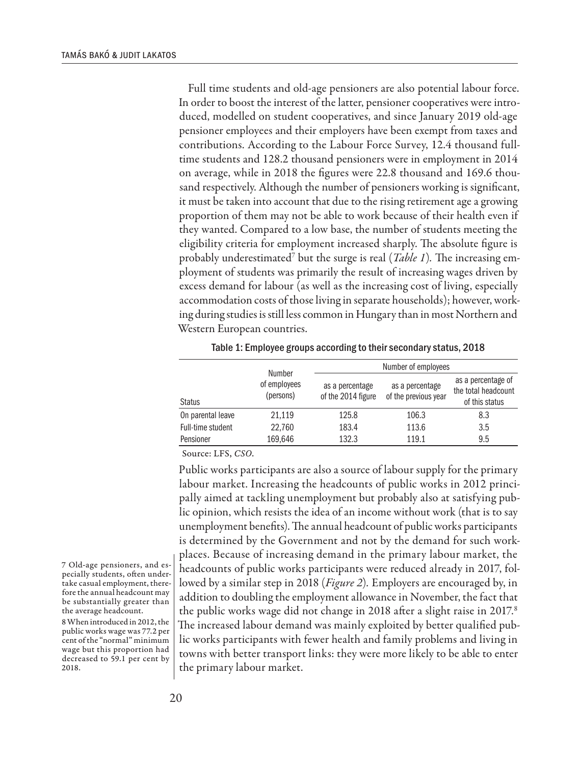Full time students and old-age pensioners are also potential labour force. In order to boost the interest of the latter, pensioner cooperatives were introduced, modelled on student cooperatives, and since January 2019 old-age pensioner employees and their employers have been exempt from taxes and contributions. According to the Labour Force Survey, 12.4 thousand full-time students and 128.2 thousand pensioners were in employment in 2014 on average, while in 2018 the figures were 22.8 thousand and 169.6 thousand respectively. Although the number of pensioners working is significant, it must be taken into account that due to the rising retirement age a growing proportion of them may not be able to work because of their health even if they wanted. Compared to a low base, the number of students meeting the eligibility criteria for employment increased sharply. The absolute figure is probably underestimated[7] but the surge is real (*Table 1*). The increasing employment of students was primarily the result of increasing wages driven by excess demand for labour (as well as the increasing cost of living, especially accommodation costs of those living in separate households); however, working during studies is still less common in Hungary than in most Northern and Western European countries.

Table 1: Employee groups according to their secondary status, 2018

| Status | Number of employees (persons) | Number of employees | | |
|---|---|---|---|---|
| | | as a percentage of the 2014 figure | as a percentage of the previous year | as a percentage of the total headcount of this status |
| On parental leave | 21,119 | 125.8 | 106.3 | 8.3 |
| Full-time student | 22,760 | 183.4 | 113.6 | 3.5 |
| Pensioner | 169,646 | 132.3 | 119.1 | 9.5 |

Source: LFS, *CSO*.

Public works participants are also a source of labour supply for the primary labour market. Increasing the headcounts of public works in 2012 principally aimed at tackling unemployment but probably also at satisfying public opinion, which resists the idea of an income without work (that is to say unemployment benefits). The annual headcount of public works participants is determined by the Government and not by the demand for such workplaces. Because of increasing demand in the primary labour market, the headcounts of public works participants were reduced already in 2017, followed by a similar step in 2018 (*Figure 2*). Employers are encouraged by, in addition to doubling the employment allowance in November, the fact that the public works wage did not change in 2018 after a slight raise in 2017.[8] The increased labour demand was mainly exploited by better qualified public works participants with fewer health and family problems and living in towns with better transport links: they were more likely to be able to enter the primary labour market.

7 Old-age pensioners, and especially students, often undertake casual employment, therefore the annual headcount may be substantially greater than the average headcount.

8 When introduced in 2012, the public works wage was 77.2 per cent of the "normal" minimum wage but this proportion had decreased to 59.1 per cent by 2018.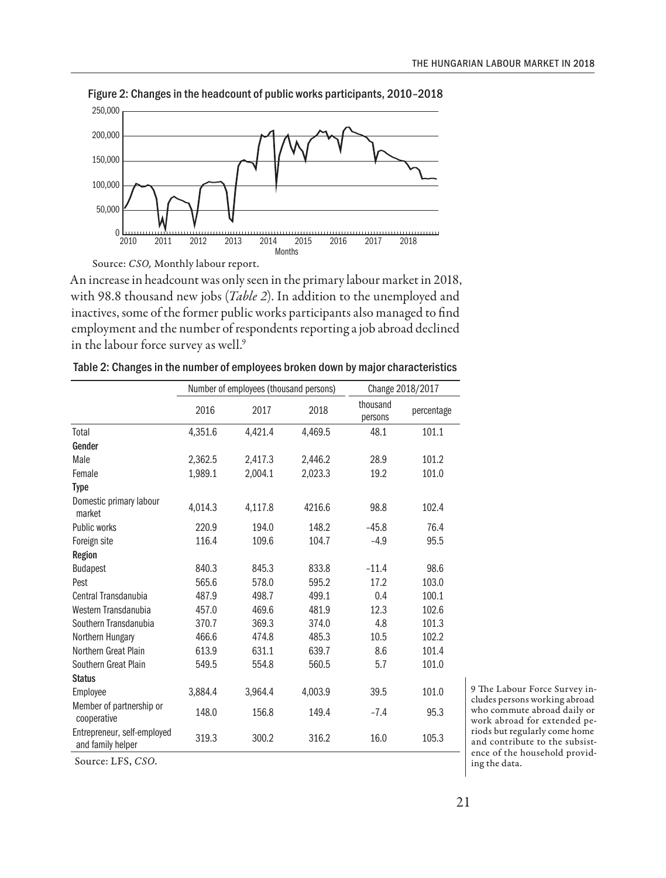Figure 2: Changes in the headcount of public works participants, 2010–2018

250,000
200,000
150,000
100,000
50,000
0
2010 2011 2012 2013 2014 2015 2016 2017 2018
Months

Source: *CSO,* Monthly labour report.

An increase in headcount was only seen in the primary labour market in 2018, with 98.8 thousand new jobs (*Table 2*). In addition to the unemployed and inactives, some of the former public works participants also managed to find employment and the number of respondents reporting a job abroad declined in the labour force survey as well.[9]

Table 2: Changes in the number of employees broken down by major characteristics

| | Number of employees (thousand persons) | | | Change 2018/2017 | |
|---|---|---|---|---|---|
| | 2016 | 2017 | 2018 | thousand persons | percentage |
| Total | 4,351.6 | 4,421.4 | 4,469.5 | 48.1 | 101.1 |
| **Gender** | | | | | |
| Male | 2,362.5 | 2,417.3 | 2,446.2 | 28.9 | 101.2 |
| Female | 1,989.1 | 2,004.1 | 2,023.3 | 19.2 | 101.0 |
| **Type** | | | | | |
| Domestic primary labour market | 4,014.3 | 4,117.8 | 4216.6 | 98.8 | 102.4 |
| Public works | 220.9 | 194.0 | 148.2 | –45.8 | 76.4 |
| Foreign site | 116.4 | 109.6 | 104.7 | –4.9 | 95.5 |
| **Region** | | | | | |
| Budapest | 840.3 | 845.3 | 833.8 | –11.4 | 98.6 |
| Pest | 565.6 | 578.0 | 595.2 | 17.2 | 103.0 |
| Central Transdanubia | 487.9 | 498.7 | 499.1 | 0.4 | 100.1 |
| Western Transdanubia | 457.0 | 469.6 | 481.9 | 12.3 | 102.6 |
| Southern Transdanubia | 370.7 | 369.3 | 374.0 | 4.8 | 101.3 |
| Northern Hungary | 466.6 | 474.8 | 485.3 | 10.5 | 102.2 |
| Northern Great Plain | 613.9 | 631.1 | 639.7 | 8.6 | 101.4 |
| Southern Great Plain | 549.5 | 554.8 | 560.5 | 5.7 | 101.0 |
| **Status** | | | | | |
| Employee | 3,884.4 | 3,964.4 | 4,003.9 | 39.5 | 101.0 |
| Member of partnership or cooperative | 148.0 | 156.8 | 149.4 | –7.4 | 95.3 |
| Entrepreneur, self-employed and family helper | 319.3 | 300.2 | 316.2 | 16.0 | 105.3 |

Source: LFS, *CSO*.

9 The Labour Force Survey includes persons working abroad who commute abroad daily or work abroad for extended periods but regularly come home and contribute to the subsistence of the household providing the data.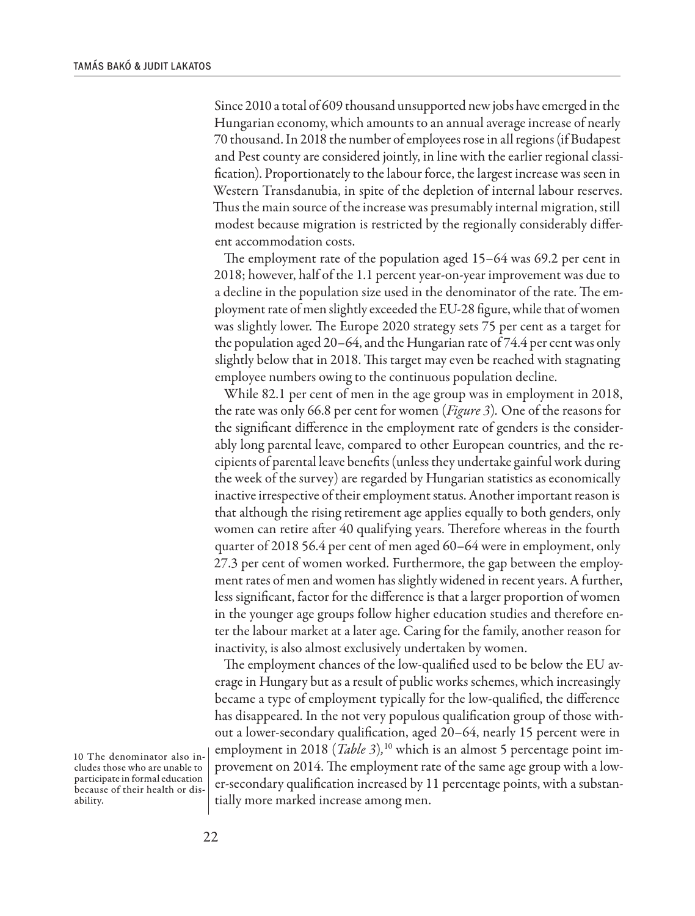Since 2010 a total of 609 thousand unsupported new jobs have emerged in the Hungarian economy, which amounts to an annual average increase of nearly 70 thousand. In 2018 the number of employees rose in all regions (if Budapest and Pest county are considered jointly, in line with the earlier regional classification). Proportionately to the labour force, the largest increase was seen in Western Transdanubia, in spite of the depletion of internal labour reserves. Thus the main source of the increase was presumably internal migration, still modest because migration is restricted by the regionally considerably different accommodation costs.

The employment rate of the population aged 15–64 was 69.2 per cent in 2018; however, half of the 1.1 percent year-on-year improvement was due to a decline in the population size used in the denominator of the rate. The employment rate of men slightly exceeded the EU-28 figure, while that of women was slightly lower. The Europe 2020 strategy sets 75 per cent as a target for the population aged 20–64, and the Hungarian rate of 74.4 per cent was only slightly below that in 2018. This target may even be reached with stagnating employee numbers owing to the continuous population decline.

While 82.1 per cent of men in the age group was in employment in 2018, the rate was only 66.8 per cent for women (*Figure 3*). One of the reasons for the significant difference in the employment rate of genders is the considerably long parental leave, compared to other European countries, and the recipients of parental leave benefits (unless they undertake gainful work during the week of the survey) are regarded by Hungarian statistics as economically inactive irrespective of their employment status. Another important reason is that although the rising retirement age applies equally to both genders, only women can retire after 40 qualifying years. Therefore whereas in the fourth quarter of 2018 56.4 per cent of men aged 60–64 were in employment, only 27.3 per cent of women worked. Furthermore, the gap between the employment rates of men and women has slightly widened in recent years. A further, less significant, factor for the difference is that a larger proportion of women in the younger age groups follow higher education studies and therefore enter the labour market at a later age. Caring for the family, another reason for inactivity, is also almost exclusively undertaken by women.

The employment chances of the low-qualified used to be below the EU average in Hungary but as a result of public works schemes, which increasingly became a type of employment typically for the low-qualified, the difference has disappeared. In the not very populous qualification group of those without a lower-secondary qualification, aged 20–64, nearly 15 percent were in employment in 2018 (*Table 3*),[10] which is an almost 5 percentage point improvement on 2014. The employment rate of the same age group with a lower-secondary qualification increased by 11 percentage points, with a substantially more marked increase among men.

10 The denominator also includes those who are unable to participate in formal education because of their health or disability.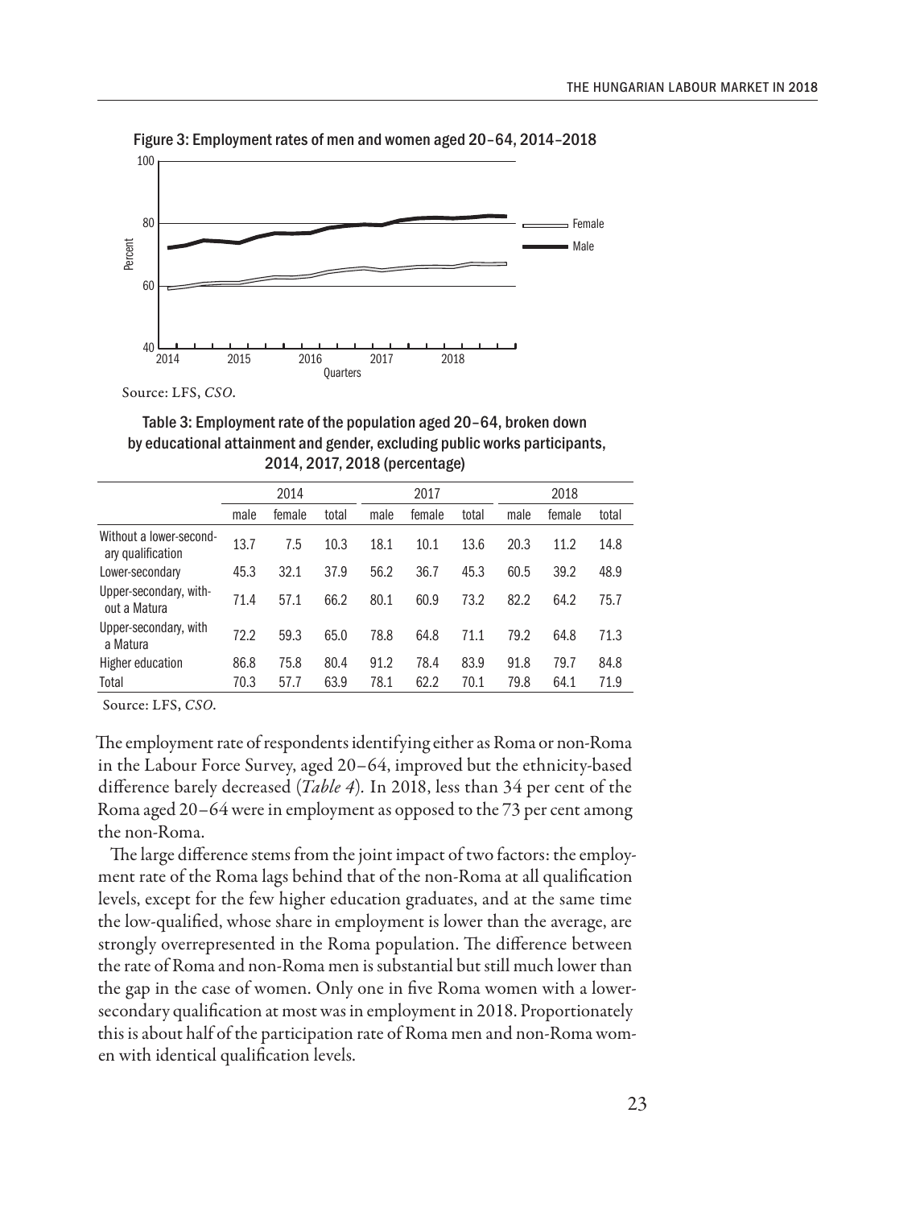Figure 3: Employment rates of men and women aged 20–64, 2014–2018

100

80

60

40

Percent

2014
2015
2016
2017
2018

Quarters

Female

Male

Source: LFS, *CSO*.

Table 3: Employment rate of the population aged 20–64, broken down by educational attainment and gender, excluding public works participants, 2014, 2017, 2018 (percentage)

| | 2014 | | | 2017 | | | 2018 | | |
|---|---|---|---|---|---|---|---|---|---|
| | male | female | total | male | female | total | male | female | total |
| Without a lower-secondary qualification | 13.7 | 7.5 | 10.3 | 18.1 | 10.1 | 13.6 | 20.3 | 11.2 | 14.8 |
| Lower-secondary | 45.3 | 32.1 | 37.9 | 56.2 | 36.7 | 45.3 | 60.5 | 39.2 | 48.9 |
| Upper-secondary, without a Matura | 71.4 | 57.1 | 66.2 | 80.1 | 60.9 | 73.2 | 82.2 | 64.2 | 75.7 |
| Upper-secondary, with a Matura | 72.2 | 59.3 | 65.0 | 78.8 | 64.8 | 71.1 | 79.2 | 64.8 | 71.3 |
| Higher education | 86.8 | 75.8 | 80.4 | 91.2 | 78.4 | 83.9 | 91.8 | 79.7 | 84.8 |
| Total | 70.3 | 57.7 | 63.9 | 78.1 | 62.2 | 70.1 | 79.8 | 64.1 | 71.9 |

Source: LFS, *CSO*.

The employment rate of respondents identifying either as Roma or non-Roma in the Labour Force Survey, aged 20–64, improved but the ethnicity-based difference barely decreased (*Table 4*). In 2018, less than 34 per cent of the Roma aged 20–64 were in employment as opposed to the 73 per cent among the non-Roma.

The large difference stems from the joint impact of two factors: the employment rate of the Roma lags behind that of the non-Roma at all qualification levels, except for the few higher education graduates, and at the same time the low-qualified, whose share in employment is lower than the average, are strongly overrepresented in the Roma population. The difference between the rate of Roma and non-Roma men is substantial but still much lower than the gap in the case of women. Only one in five Roma women with a lower-secondary qualification at most was in employment in 2018. Proportionately this is about half of the participation rate of Roma men and non-Roma women with identical qualification levels.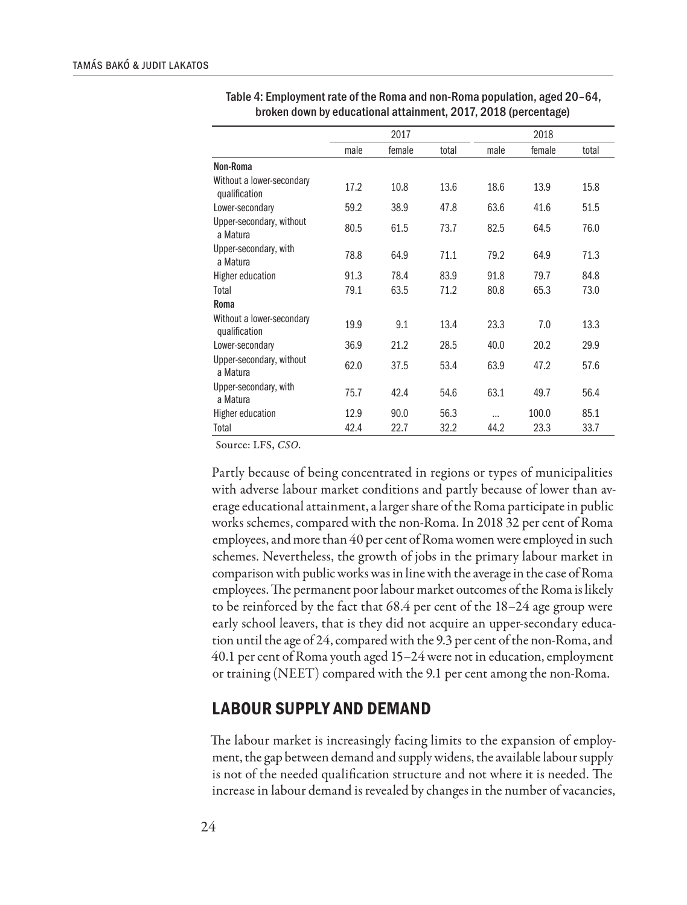Table 4: Employment rate of the Roma and non-Roma population, aged 20–64, broken down by educational attainment, 2017, 2018 (percentage)

| | 2017 | | | 2018 | | |
|---|---|---|---|---|---|---|
| | male | female | total | male | female | total |
| **Non-Roma** | | | | | | |
| Without a lower-secondary qualification | 17.2 | 10.8 | 13.6 | 18.6 | 13.9 | 15.8 |
| Lower-secondary | 59.2 | 38.9 | 47.8 | 63.6 | 41.6 | 51.5 |
| Upper-secondary, without a Matura | 80.5 | 61.5 | 73.7 | 82.5 | 64.5 | 76.0 |
| Upper-secondary, with a Matura | 78.8 | 64.9 | 71.1 | 79.2 | 64.9 | 71.3 |
| Higher education | 91.3 | 78.4 | 83.9 | 91.8 | 79.7 | 84.8 |
| Total | 79.1 | 63.5 | 71.2 | 80.8 | 65.3 | 73.0 |
| **Roma** | | | | | | |
| Without a lower-secondary qualification | 19.9 | 9.1 | 13.4 | 23.3 | 7.0 | 13.3 |
| Lower-secondary | 36.9 | 21.2 | 28.5 | 40.0 | 20.2 | 29.9 |
| Upper-secondary, without a Matura | 62.0 | 37.5 | 53.4 | 63.9 | 47.2 | 57.6 |
| Upper-secondary, with a Matura | 75.7 | 42.4 | 54.6 | 63.1 | 49.7 | 56.4 |
| Higher education | 12.9 | 90.0 | 56.3 | … | 100.0 | 85.1 |
| Total | 42.4 | 22.7 | 32.2 | 44.2 | 23.3 | 33.7 |

Source: LFS, *CSO*.

Partly because of being concentrated in regions or types of municipalities with adverse labour market conditions and partly because of lower than average educational attainment, a larger share of the Roma participate in public works schemes, compared with the non-Roma. In 2018 32 per cent of Roma employees, and more than 40 per cent of Roma women were employed in such schemes. Nevertheless, the growth of jobs in the primary labour market in comparison with public works was in line with the average in the case of Roma employees. The permanent poor labour market outcomes of the Roma is likely to be reinforced by the fact that 68.4 per cent of the 18–24 age group were early school leavers, that is they did not acquire an upper-secondary education until the age of 24, compared with the 9.3 per cent of the non-Roma, and 40.1 per cent of Roma youth aged 15–24 were not in education, employment or training (NEET) compared with the 9.1 per cent among the non-Roma.

## LABOUR SUPPLY AND DEMAND

The labour market is increasingly facing limits to the expansion of employment, the gap between demand and supply widens, the available labour supply is not of the needed qualification structure and not where it is needed. The increase in labour demand is revealed by changes in the number of vacancies,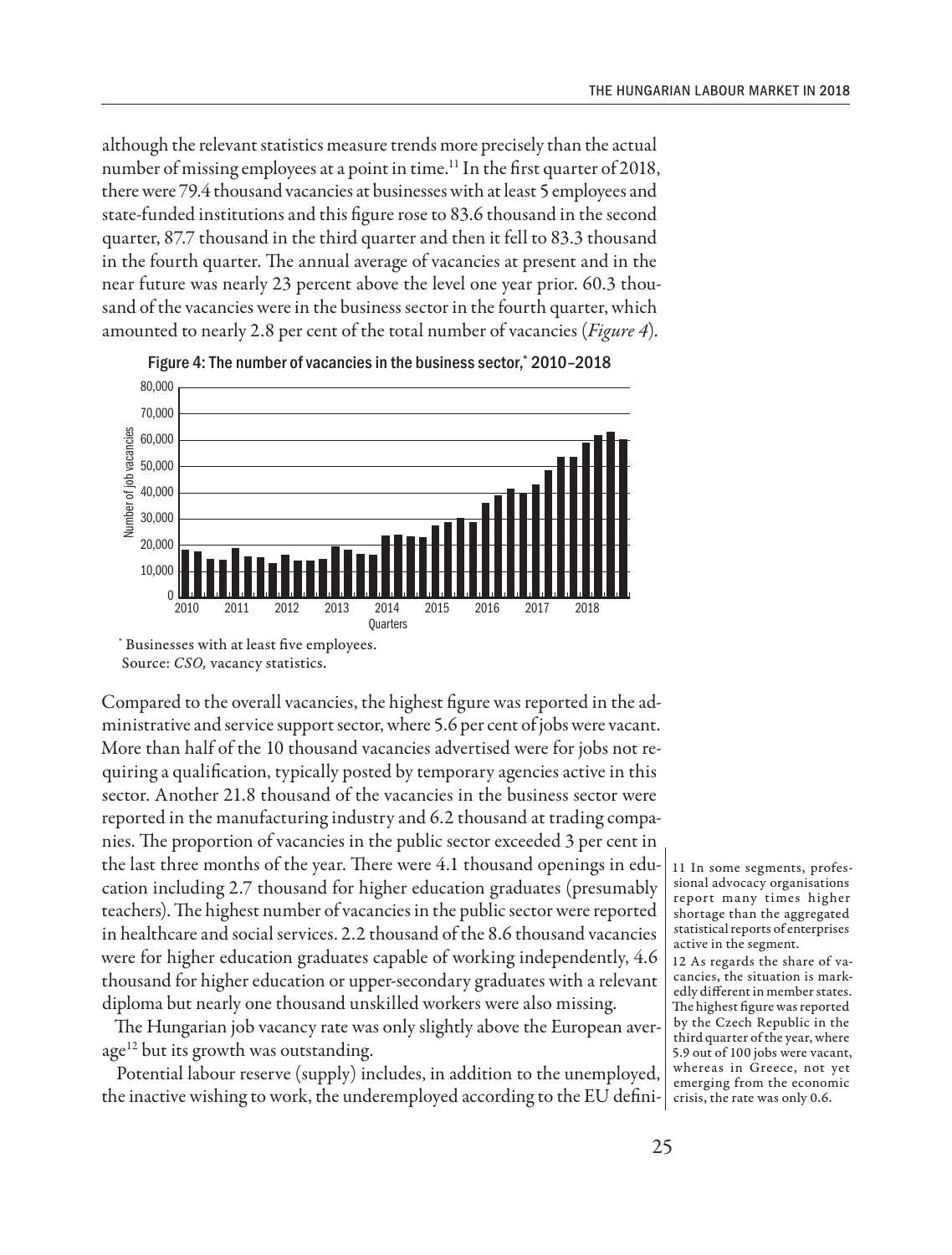although the relevant statistics measure trends more precisely than the actual number of missing employees at a point in time.[11] In the first quarter of 2018, there were 79.4 thousand vacancies at businesses with at least 5 employees and state-funded institutions and this figure rose to 83.6 thousand in the second quarter, 87.7 thousand in the third quarter and then it fell to 83.3 thousand in the fourth quarter. The annual average of vacancies at present and in the near future was nearly 23 percent above the level one year prior. 60.3 thousand of the vacancies were in the business sector in the fourth quarter, which amounted to nearly 2.8 per cent of the total number of vacancies (*Figure 4*).

Figure 4: The number of vacancies in the business sector,* 2010–2018

\* Businesses with at least five employees.
Source: *CSO,* vacancy statistics.

Compared to the overall vacancies, the highest figure was reported in the administrative and service support sector, where 5.6 per cent of jobs were vacant. More than half of the 10 thousand vacancies advertised were for jobs not requiring a qualification, typically posted by temporary agencies active in this sector. Another 21.8 thousand of the vacancies in the business sector were reported in the manufacturing industry and 6.2 thousand at trading companies. The proportion of vacancies in the public sector exceeded 3 per cent in the last three months of the year. There were 4.1 thousand openings in education including 2.7 thousand for higher education graduates (presumably teachers). The highest number of vacancies in the public sector were reported in healthcare and social services. 2.2 thousand of the 8.6 thousand vacancies were for higher education graduates capable of working independently, 4.6 thousand for higher education or upper-secondary graduates with a relevant diploma but nearly one thousand unskilled workers were also missing.

The Hungarian job vacancy rate was only slightly above the European average[12] but its growth was outstanding.

Potential labour reserve (supply) includes, in addition to the unemployed, the inactive wishing to work, the underemployed according to the EU defini-

11 In some segments, professional advocacy organisations report many times higher shortage than the aggregated statistical reports of enterprises active in the segment.

12 As regards the share of vacancies, the situation is markedly different in member states. The highest figure was reported by the Czech Republic in the third quarter of the year, where 5.9 out of 100 jobs were vacant, whereas in Greece, not yet emerging from the economic crisis, the rate was only 0.6.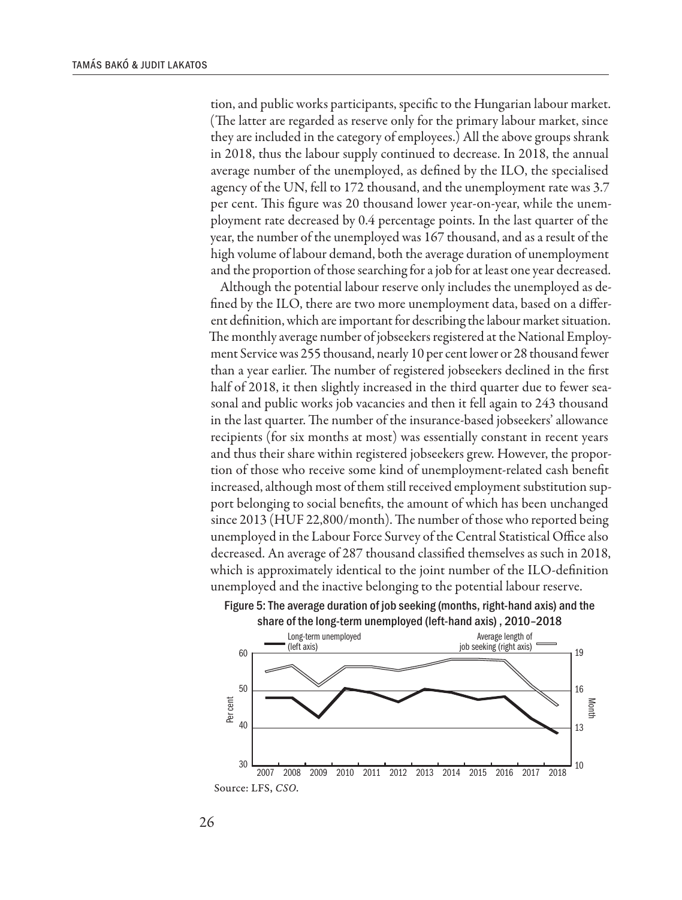tion, and public works participants, specific to the Hungarian labour market. (The latter are regarded as reserve only for the primary labour market, since they are included in the category of employees.) All the above groups shrank in 2018, thus the labour supply continued to decrease. In 2018, the annual average number of the unemployed, as defined by the ILO, the specialised agency of the UN, fell to 172 thousand, and the unemployment rate was 3.7 per cent. This figure was 20 thousand lower year-on-year, while the unemployment rate decreased by 0.4 percentage points. In the last quarter of the year, the number of the unemployed was 167 thousand, and as a result of the high volume of labour demand, both the average duration of unemployment and the proportion of those searching for a job for at least one year decreased.

Although the potential labour reserve only includes the unemployed as defined by the ILO, there are two more unemployment data, based on a different definition, which are important for describing the labour market situation. The monthly average number of jobseekers registered at the National Employment Service was 255 thousand, nearly 10 per cent lower or 28 thousand fewer than a year earlier. The number of registered jobseekers declined in the first half of 2018, it then slightly increased in the third quarter due to fewer seasonal and public works job vacancies and then it fell again to 243 thousand in the last quarter. The number of the insurance-based jobseekers' allowance recipients (for six months at most) was essentially constant in recent years and thus their share within registered jobseekers grew. However, the proportion of those who receive some kind of unemployment-related cash benefit increased, although most of them still received employment substitution support belonging to social benefits, the amount of which has been unchanged since 2013 (HUF 22,800/month). The number of those who reported being unemployed in the Labour Force Survey of the Central Statistical Office also decreased. An average of 287 thousand classified themselves as such in 2018, which is approximately identical to the joint number of the ILO-definition unemployed and the inactive belonging to the potential labour reserve.

Figure 5: The average duration of job seeking (months, right-hand axis) and the share of the long-term unemployed (left-hand axis), 2010–2018

Long-term unemployed (left axis)
Average length of job seeking (right axis)
Per cent
Month
60
50
40
30
19
16
13
10
2007 2008 2009 2010 2011 2012 2013 2014 2015 2016 2017 2018

Source: LFS, *CSO*.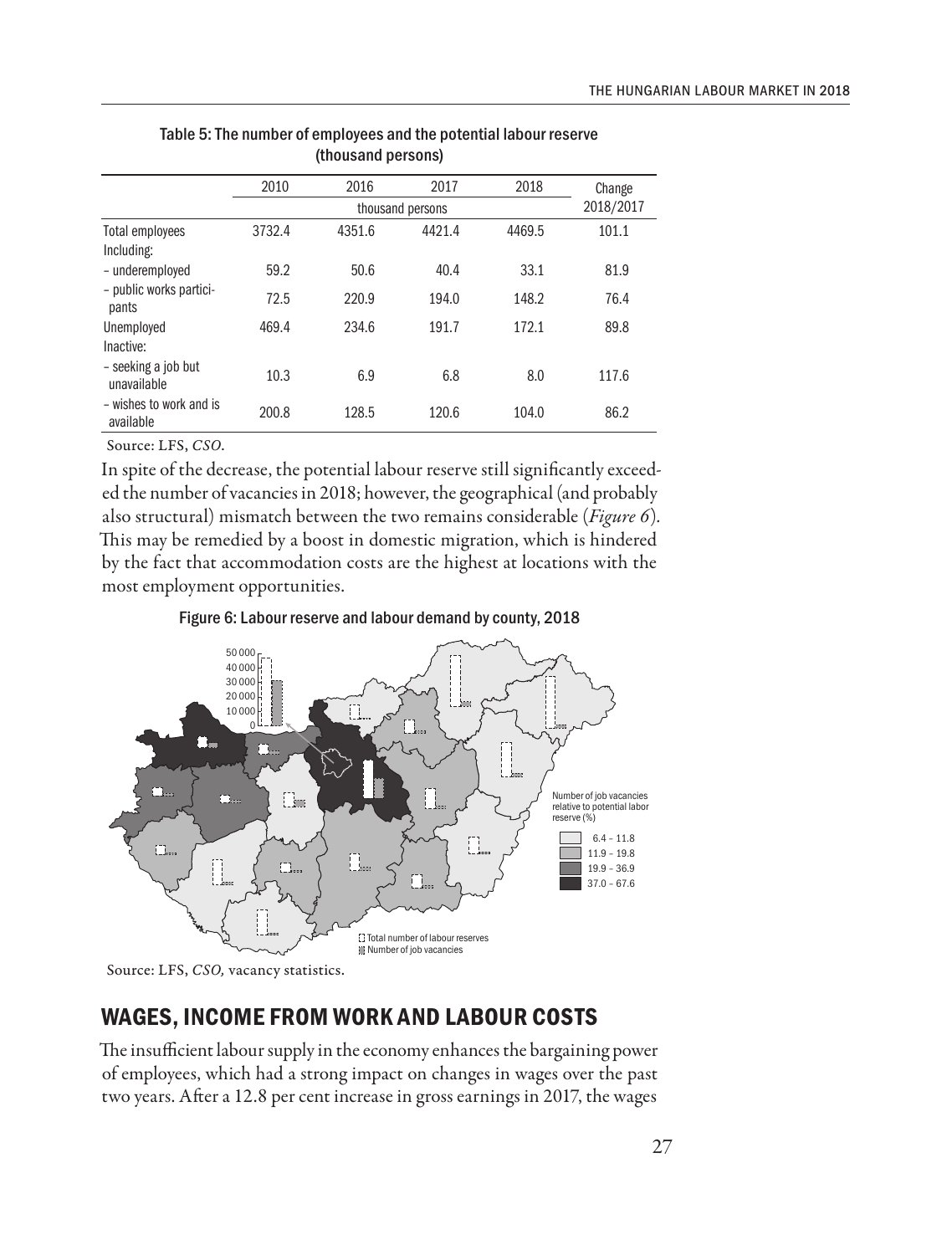Table 5: The number of employees and the potential labour reserve (thousand persons)

| | 2010 | 2016 | 2017 | 2018 | Change 2018/2017 |
|---|---|---|---|---|---|
| | thousand persons | | | | |
| Total employees | 3732.4 | 4351.6 | 4421.4 | 4469.5 | 101.1 |
| Including: | | | | | |
| – underemployed | 59.2 | 50.6 | 40.4 | 33.1 | 81.9 |
| – public works participants | 72.5 | 220.9 | 194.0 | 148.2 | 76.4 |
| Unemployed | 469.4 | 234.6 | 191.7 | 172.1 | 89.8 |
| Inactive: | | | | | |
| – seeking a job but unavailable | 10.3 | 6.9 | 6.8 | 8.0 | 117.6 |
| – wishes to work and is available | 200.8 | 128.5 | 120.6 | 104.0 | 86.2 |

Source: LFS, *CSO*.

In spite of the decrease, the potential labour reserve still significantly exceeded the number of vacancies in 2018; however, the geographical (and probably also structural) mismatch between the two remains considerable (*Figure 6*). This may be remedied by a boost in domestic migration, which is hindered by the fact that accommodation costs are the highest at locations with the most employment opportunities.

Figure 6: Labour reserve and labour demand by county, 2018

50 000
40 000
30 000
20 000
10 000
0

Number of job vacancies relative to potential labor reserve (%)
6.4 – 11.8
11.9 – 19.8
19.9 – 36.9
37.0 – 67.6

Total number of labour reserves
Number of job vacancies

Source: LFS, *CSO,* vacancy statistics.

## WAGES, INCOME FROM WORK AND LABOUR COSTS

The insufficient labour supply in the economy enhances the bargaining power of employees, which had a strong impact on changes in wages over the past two years. After a 12.8 per cent increase in gross earnings in 2017, the wages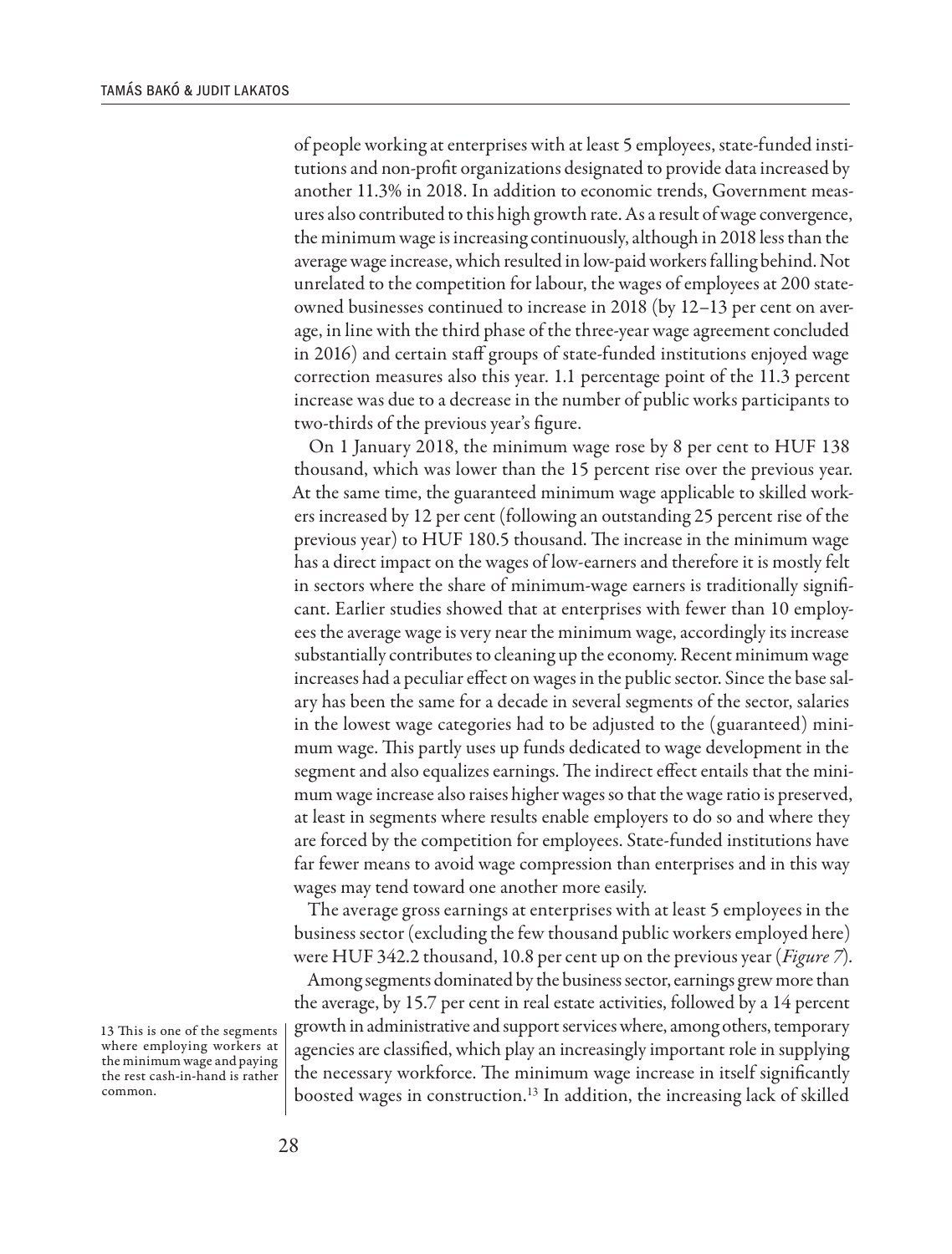of people working at enterprises with at least 5 employees, state-funded institutions and non-profit organizations designated to provide data increased by another 11.3% in 2018. In addition to economic trends, Government measures also contributed to this high growth rate. As a result of wage convergence, the minimum wage is increasing continuously, although in 2018 less than the average wage increase, which resulted in low-paid workers falling behind. Not unrelated to the competition for labour, the wages of employees at 200 state-owned businesses continued to increase in 2018 (by 12–13 per cent on average, in line with the third phase of the three-year wage agreement concluded in 2016) and certain staff groups of state-funded institutions enjoyed wage correction measures also this year. 1.1 percentage point of the 11.3 percent increase was due to a decrease in the number of public works participants to two-thirds of the previous year's figure.

On 1 January 2018, the minimum wage rose by 8 per cent to HUF 138 thousand, which was lower than the 15 percent rise over the previous year. At the same time, the guaranteed minimum wage applicable to skilled workers increased by 12 per cent (following an outstanding 25 percent rise of the previous year) to HUF 180.5 thousand. The increase in the minimum wage has a direct impact on the wages of low-earners and therefore it is mostly felt in sectors where the share of minimum-wage earners is traditionally significant. Earlier studies showed that at enterprises with fewer than 10 employees the average wage is very near the minimum wage, accordingly its increase substantially contributes to cleaning up the economy. Recent minimum wage increases had a peculiar effect on wages in the public sector. Since the base salary has been the same for a decade in several segments of the sector, salaries in the lowest wage categories had to be adjusted to the (guaranteed) minimum wage. This partly uses up funds dedicated to wage development in the segment and also equalizes earnings. The indirect effect entails that the minimum wage increase also raises higher wages so that the wage ratio is preserved, at least in segments where results enable employers to do so and where they are forced by the competition for employees. State-funded institutions have far fewer means to avoid wage compression than enterprises and in this way wages may tend toward one another more easily.

The average gross earnings at enterprises with at least 5 employees in the business sector (excluding the few thousand public workers employed here) were HUF 342.2 thousand, 10.8 per cent up on the previous year (*Figure 7*).

Among segments dominated by the business sector, earnings grew more than the average, by 15.7 per cent in real estate activities, followed by a 14 percent growth in administrative and support services where, among others, temporary agencies are classified, which play an increasingly important role in supplying the necessary workforce. The minimum wage increase in itself significantly boosted wages in construction.[13] In addition, the increasing lack of skilled

13 This is one of the segments where employing workers at the minimum wage and paying the rest cash-in-hand is rather common.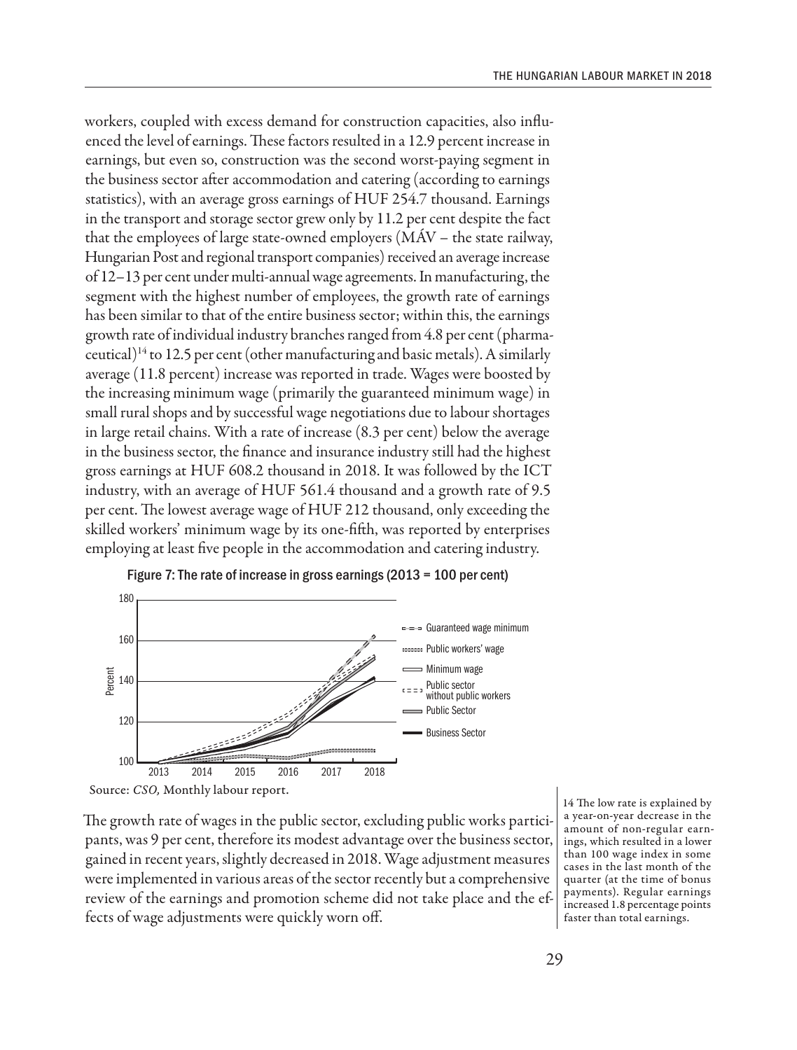workers, coupled with excess demand for construction capacities, also influenced the level of earnings. These factors resulted in a 12.9 percent increase in earnings, but even so, construction was the second worst-paying segment in the business sector after accommodation and catering (according to earnings statistics), with an average gross earnings of HUF 254.7 thousand. Earnings in the transport and storage sector grew only by 11.2 per cent despite the fact that the employees of large state-owned employers (MÁV – the state railway, Hungarian Post and regional transport companies) received an average increase of 12–13 per cent under multi-annual wage agreements. In manufacturing, the segment with the highest number of employees, the growth rate of earnings has been similar to that of the entire business sector; within this, the earnings growth rate of individual industry branches ranged from 4.8 per cent (pharmaceutical)[14] to 12.5 per cent (other manufacturing and basic metals). A similarly average (11.8 percent) increase was reported in trade. Wages were boosted by the increasing minimum wage (primarily the guaranteed minimum wage) in small rural shops and by successful wage negotiations due to labour shortages in large retail chains. With a rate of increase (8.3 per cent) below the average in the business sector, the finance and insurance industry still had the highest gross earnings at HUF 608.2 thousand in 2018. It was followed by the ICT industry, with an average of HUF 561.4 thousand and a growth rate of 9.5 per cent. The lowest average wage of HUF 212 thousand, only exceeding the skilled workers' minimum wage by its one-fifth, was reported by enterprises employing at least five people in the accommodation and catering industry.

Figure 7: The rate of increase in gross earnings (2013 = 100 per cent)

Percent
180
160
140
120
100
2013 2014 2015 2016 2017 2018

Guaranteed wage minimum
Public workers' wage
Minimum wage
Public sector without public workers
Public Sector
Business Sector

Source: *CSO,* Monthly labour report.

The growth rate of wages in the public sector, excluding public works participants, was 9 per cent, therefore its modest advantage over the business sector, gained in recent years, slightly decreased in 2018. Wage adjustment measures were implemented in various areas of the sector recently but a comprehensive review of the earnings and promotion scheme did not take place and the effects of wage adjustments were quickly worn off.

14 The low rate is explained by a year-on-year decrease in the amount of non-regular earnings, which resulted in a lower than 100 wage index in some cases in the last month of the quarter (at the time of bonus payments). Regular earnings increased 1.8 percentage points faster than total earnings.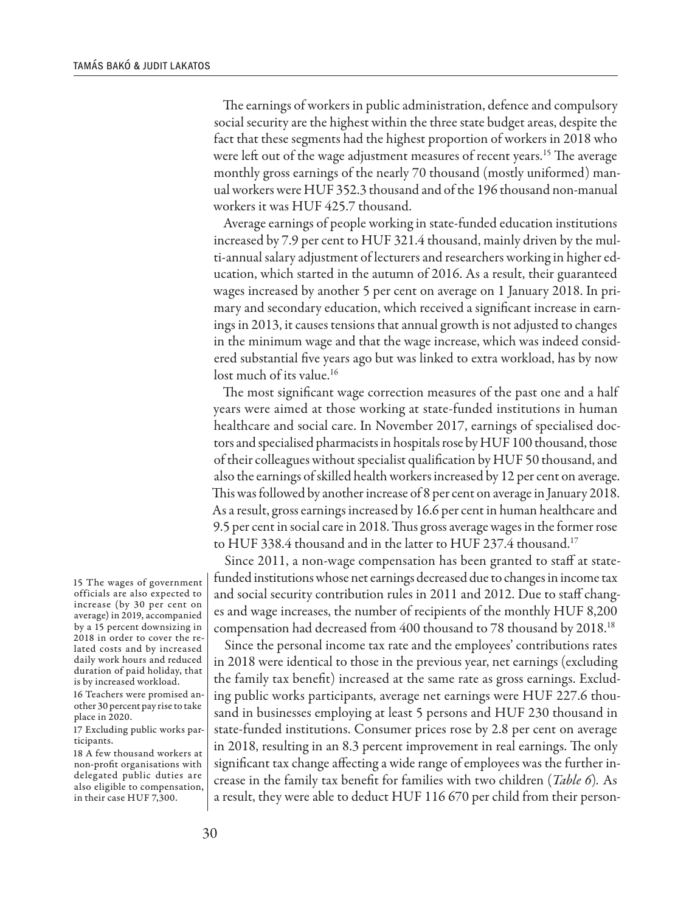The earnings of workers in public administration, defence and compulsory social security are the highest within the three state budget areas, despite the fact that these segments had the highest proportion of workers in 2018 who were left out of the wage adjustment measures of recent years.[15] The average monthly gross earnings of the nearly 70 thousand (mostly uniformed) manual workers were HUF 352.3 thousand and of the 196 thousand non-manual workers it was HUF 425.7 thousand.

Average earnings of people working in state-funded education institutions increased by 7.9 per cent to HUF 321.4 thousand, mainly driven by the multi-annual salary adjustment of lecturers and researchers working in higher education, which started in the autumn of 2016. As a result, their guaranteed wages increased by another 5 per cent on average on 1 January 2018. In primary and secondary education, which received a significant increase in earnings in 2013, it causes tensions that annual growth is not adjusted to changes in the minimum wage and that the wage increase, which was indeed considered substantial five years ago but was linked to extra workload, has by now lost much of its value.[16]

The most significant wage correction measures of the past one and a half years were aimed at those working at state-funded institutions in human healthcare and social care. In November 2017, earnings of specialised doctors and specialised pharmacists in hospitals rose by HUF 100 thousand, those of their colleagues without specialist qualification by HUF 50 thousand, and also the earnings of skilled health workers increased by 12 per cent on average. This was followed by another increase of 8 per cent on average in January 2018. As a result, gross earnings increased by 16.6 per cent in human healthcare and 9.5 per cent in social care in 2018. Thus gross average wages in the former rose to HUF 338.4 thousand and in the latter to HUF 237.4 thousand.[17]

Since 2011, a non-wage compensation has been granted to staff at state-funded institutions whose net earnings decreased due to changes in income tax and social security contribution rules in 2011 and 2012. Due to staff changes and wage increases, the number of recipients of the monthly HUF 8,200 compensation had decreased from 400 thousand to 78 thousand by 2018.[18]

Since the personal income tax rate and the employees' contributions rates in 2018 were identical to those in the previous year, net earnings (excluding the family tax benefit) increased at the same rate as gross earnings. Excluding public works participants, average net earnings were HUF 227.6 thousand in businesses employing at least 5 persons and HUF 230 thousand in state-funded institutions. Consumer prices rose by 2.8 per cent on average in 2018, resulting in an 8.3 percent improvement in real earnings. The only significant tax change affecting a wide range of employees was the further increase in the family tax benefit for families with two children (*Table 6*). As a result, they were able to deduct HUF 116 670 per child from their person-

15 The wages of government officials are also expected to increase (by 30 per cent on average) in 2019, accompanied by a 15 percent downsizing in 2018 in order to cover the related costs and by increased daily work hours and reduced duration of paid holiday, that is by increased workload.

16 Teachers were promised another 30 percent pay rise to take place in 2020.

17 Excluding public works participants.

18 A few thousand workers at non-profit organisations with delegated public duties are also eligible to compensation, in their case HUF 7,300.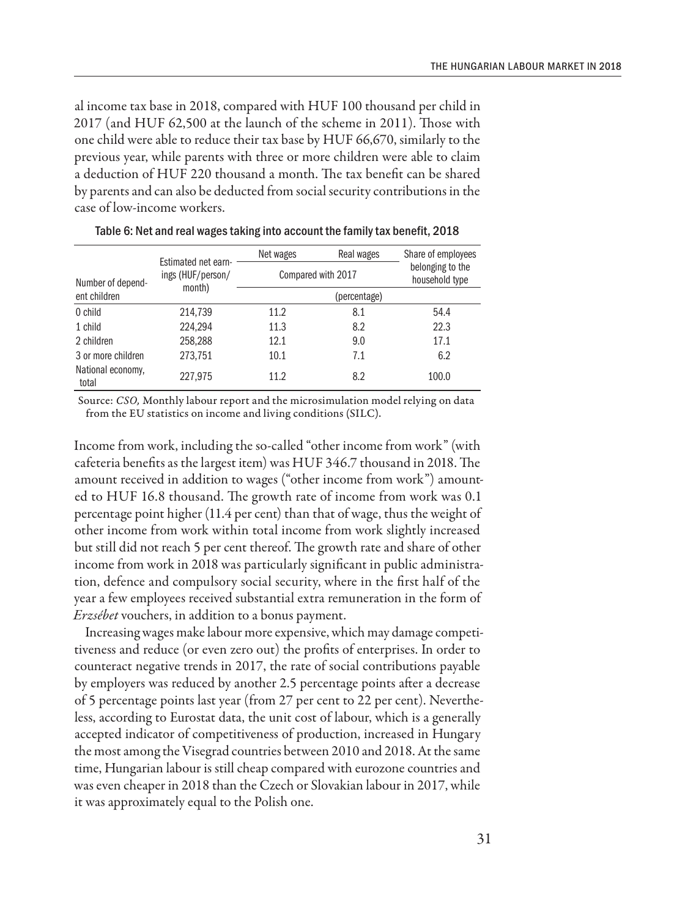al income tax base in 2018, compared with HUF 100 thousand per child in 2017 (and HUF 62,500 at the launch of the scheme in 2011). Those with one child were able to reduce their tax base by HUF 66,670, similarly to the previous year, while parents with three or more children were able to claim a deduction of HUF 220 thousand a month. The tax benefit can be shared by parents and can also be deducted from social security contributions in the case of low-income workers.

Table 6: Net and real wages taking into account the family tax benefit, 2018

| Number of dependent children | Estimated net earnings (HUF/person/month) | Net wages | Real wages | Share of employees belonging to the household type |
|---|---|---|---|---|
| | | Compared with 2017 | | |
| | | (percentage) | | |
| 0 child | 214,739 | 11.2 | 8.1 | 54.4 |
| 1 child | 224,294 | 11.3 | 8.2 | 22.3 |
| 2 children | 258,288 | 12.1 | 9.0 | 17.1 |
| 3 or more children | 273,751 | 10.1 | 7.1 | 6.2 |
| National economy, total | 227,975 | 11.2 | 8.2 | 100.0 |

Source: *CSO,* Monthly labour report and the microsimulation model relying on data from the EU statistics on income and living conditions (SILC).

Income from work, including the so-called "other income from work" (with cafeteria benefits as the largest item) was HUF 346.7 thousand in 2018. The amount received in addition to wages ("other income from work") amounted to HUF 16.8 thousand. The growth rate of income from work was 0.1 percentage point higher (11.4 per cent) than that of wage, thus the weight of other income from work within total income from work slightly increased but still did not reach 5 per cent thereof. The growth rate and share of other income from work in 2018 was particularly significant in public administration, defence and compulsory social security, where in the first half of the year a few employees received substantial extra remuneration in the form of *Erzsébet* vouchers, in addition to a bonus payment.

Increasing wages make labour more expensive, which may damage competitiveness and reduce (or even zero out) the profits of enterprises. In order to counteract negative trends in 2017, the rate of social contributions payable by employers was reduced by another 2.5 percentage points after a decrease of 5 percentage points last year (from 27 per cent to 22 per cent). Nevertheless, according to Eurostat data, the unit cost of labour, which is a generally accepted indicator of competitiveness of production, increased in Hungary the most among the Visegrad countries between 2010 and 2018. At the same time, Hungarian labour is still cheap compared with eurozone countries and was even cheaper in 2018 than the Czech or Slovakian labour in 2017, while it was approximately equal to the Polish one.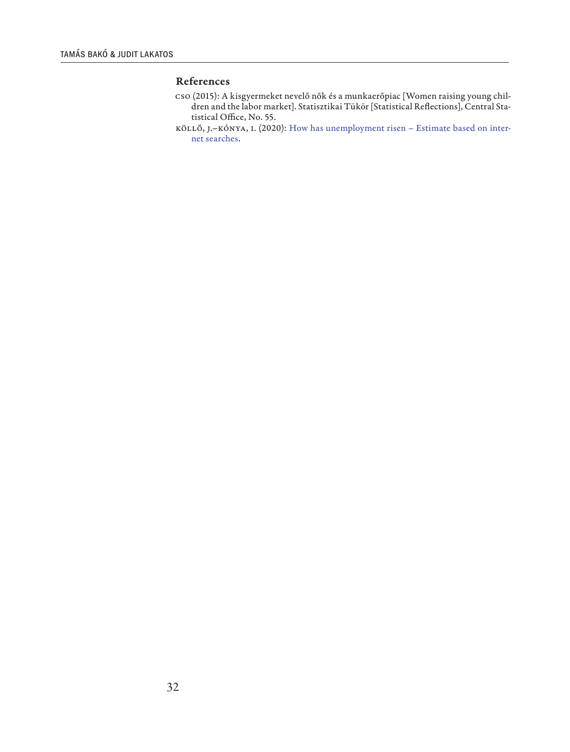## References

CSO (2015): A kisgyermeket nevelő nők és a munkaerőpiac [Women raising young children and the labor market]. Statisztikai Tükör [Statistical Reflections], Central Statistical Office, No. 55.

KÖLLŐ, J.–KÓNYA, I. (2020): How has unemployment risen – Estimate based on internet searches.